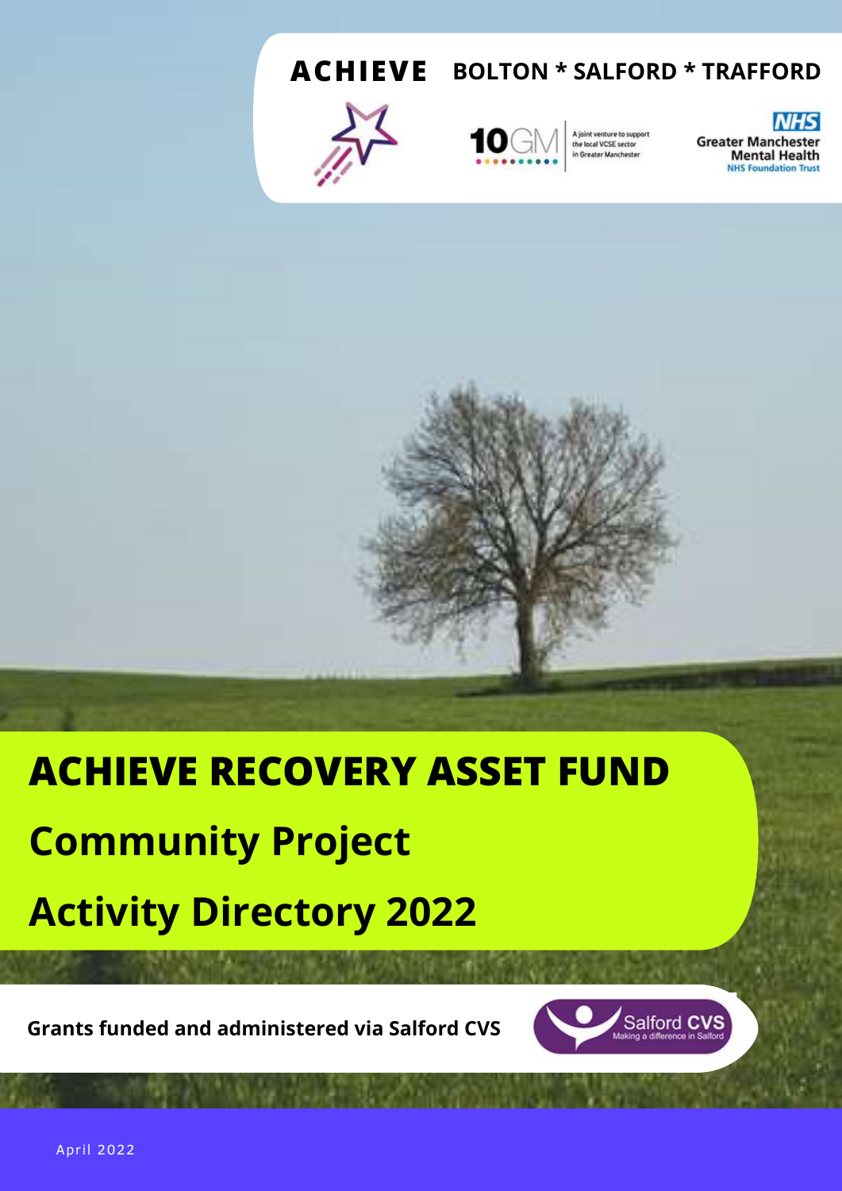**ACHIEVE** BOLTON * SALFORD * TRAFFORD

10GM — A joint venture to support the local VCSE sector in Greater Manchester

NHS Greater Manchester Mental Health NHS Foundation Trust

# ACHIEVE RECOVERY ASSET FUND

## Community Project

## Activity Directory 2022

**Grants funded and administered via Salford CVS**

Salford CVS — Making a difference in Salford

April 2022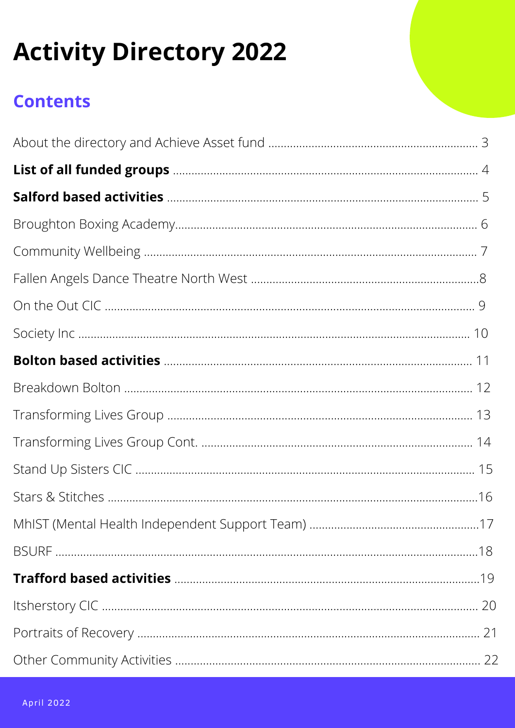# Activity Directory 2022

## Contents

About the directory and Achieve Asset fund .......... 3

**List of all funded groups** .......... 4

**Salford based activities** .......... 5

Broughton Boxing Academy .......... 6

Community Wellbeing .......... 7

Fallen Angels Dance Theatre North West .......... 8

On the Out CIC .......... 9

Society Inc .......... 10

**Bolton based activities** .......... 11

Breakdown Bolton .......... 12

Transforming Lives Group .......... 13

Transforming Lives Group Cont. .......... 14

Stand Up Sisters CIC .......... 15

Stars & Stitches .......... 16

MhIST (Mental Health Independent Support Team) .......... 17

BSURF .......... 18

**Trafford based activities** .......... 19

Itsherstory CIC .......... 20

Portraits of Recovery .......... 21

Other Community Activities .......... 22

April 2022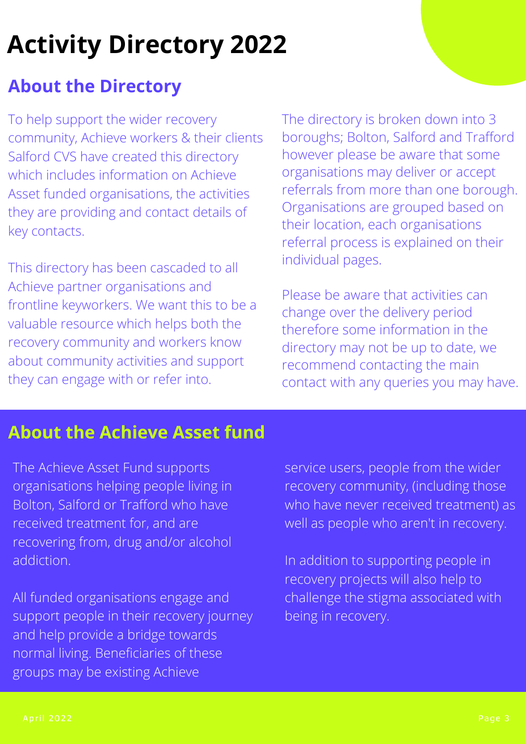# Activity Directory 2022

## About the Directory

To help support the wider recovery community, Achieve workers & their clients Salford CVS have created this directory which includes information on Achieve Asset funded organisations, the activities they are providing and contact details of key contacts.

This directory has been cascaded to all Achieve partner organisations and frontline keyworkers. We want this to be a valuable resource which helps both the recovery community and workers know about community activities and support they can engage with or refer into.

The directory is broken down into 3 boroughs; Bolton, Salford and Trafford however please be aware that some organisations may deliver or accept referrals from more than one borough. Organisations are grouped based on their location, each organisations referral process is explained on their individual pages.

Please be aware that activities can change over the delivery period therefore some information in the directory may not be up to date, we recommend contacting the main contact with any queries you may have.

## About the Achieve Asset fund

The Achieve Asset Fund supports organisations helping people living in Bolton, Salford or Trafford who have received treatment for, and are recovering from, drug and/or alcohol addiction.

All funded organisations engage and support people in their recovery journey and help provide a bridge towards normal living. Beneficiaries of these groups may be existing Achieve service users, people from the wider recovery community, (including those who have never received treatment) as well as people who aren't in recovery.

In addition to supporting people in recovery projects will also help to challenge the stigma associated with being in recovery.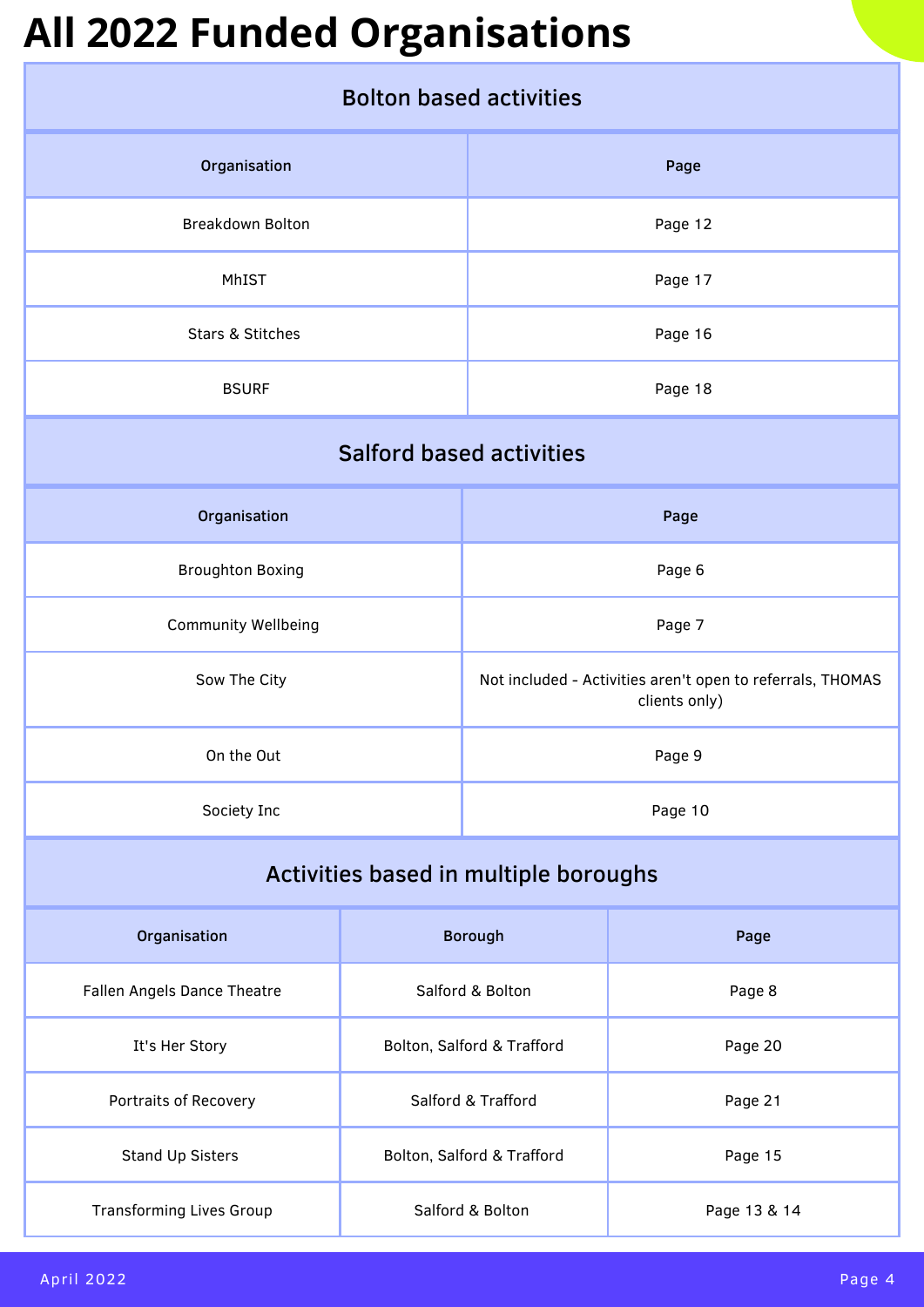# All 2022 Funded Organisations

## Bolton based activities

| Organisation | Page |
|---|---|
| Breakdown Bolton | Page 12 |
| MhIST | Page 17 |
| Stars & Stitches | Page 16 |
| BSURF | Page 18 |

## Salford based activities

| Organisation | Page |
|---|---|
| Broughton Boxing | Page 6 |
| Community Wellbeing | Page 7 |
| Sow The City | Not included - Activities aren't open to referrals, THOMAS clients only) |
| On the Out | Page 9 |
| Society Inc | Page 10 |

## Activities based in multiple boroughs

| Organisation | Borough | Page |
|---|---|---|
| Fallen Angels Dance Theatre | Salford & Bolton | Page 8 |
| It's Her Story | Bolton, Salford & Trafford | Page 20 |
| Portraits of Recovery | Salford & Trafford | Page 21 |
| Stand Up Sisters | Bolton, Salford & Trafford | Page 15 |
| Transforming Lives Group | Salford & Bolton | Page 13 & 14 |

April 2022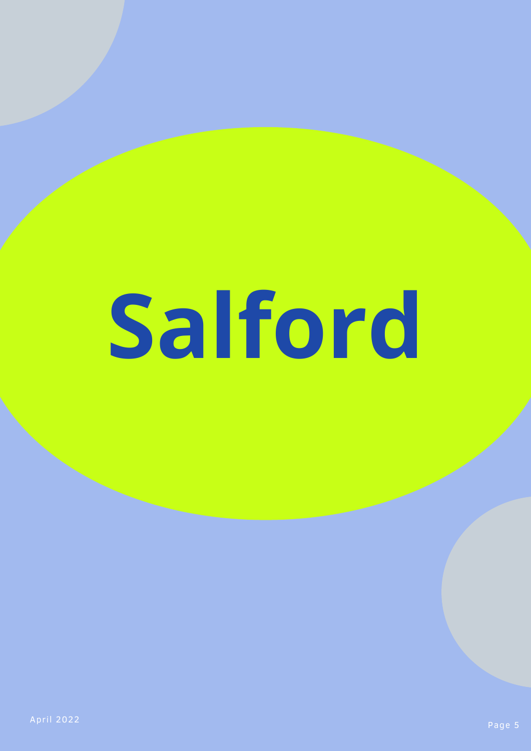# Salford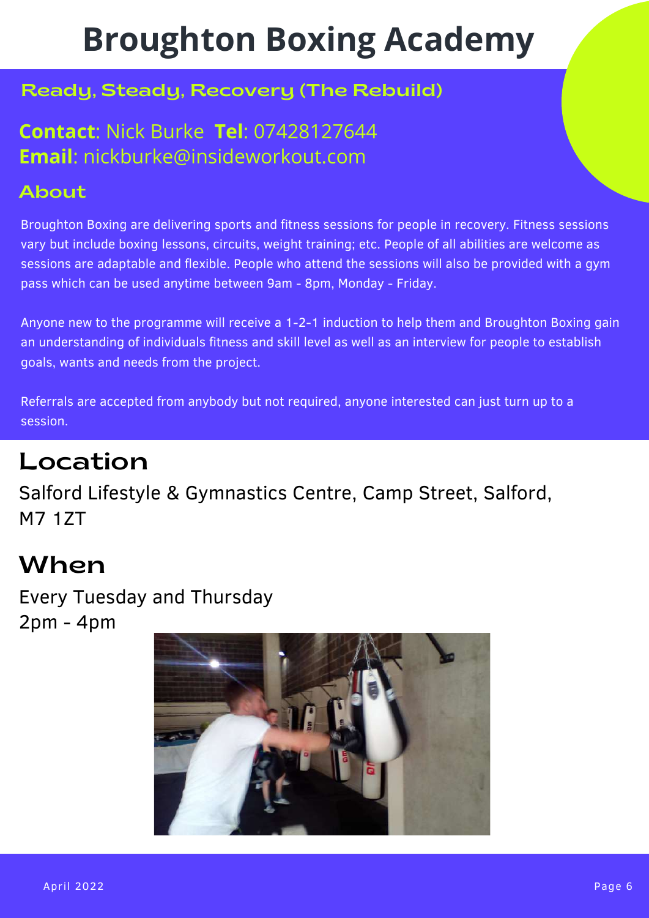# Broughton Boxing Academy

## Ready, Steady, Recovery (The Rebuild)

**Contact**: Nick Burke **Tel**: 07428127644
**Email**: nickburke@insideworkout.com

## About

Broughton Boxing are delivering sports and fitness sessions for people in recovery. Fitness sessions vary but include boxing lessons, circuits, weight training; etc. People of all abilities are welcome as sessions are adaptable and flexible. People who attend the sessions will also be provided with a gym pass which can be used anytime between 9am - 8pm, Monday - Friday.

Anyone new to the programme will receive a 1-2-1 induction to help them and Broughton Boxing gain an understanding of individuals fitness and skill level as well as an interview for people to establish goals, wants and needs from the project.

Referrals are accepted from anybody but not required, anyone interested can just turn up to a session.

## Location

Salford Lifestyle & Gymnastics Centre, Camp Street, Salford, M7 1ZT

## When

Every Tuesday and Thursday
2pm - 4pm

April 2022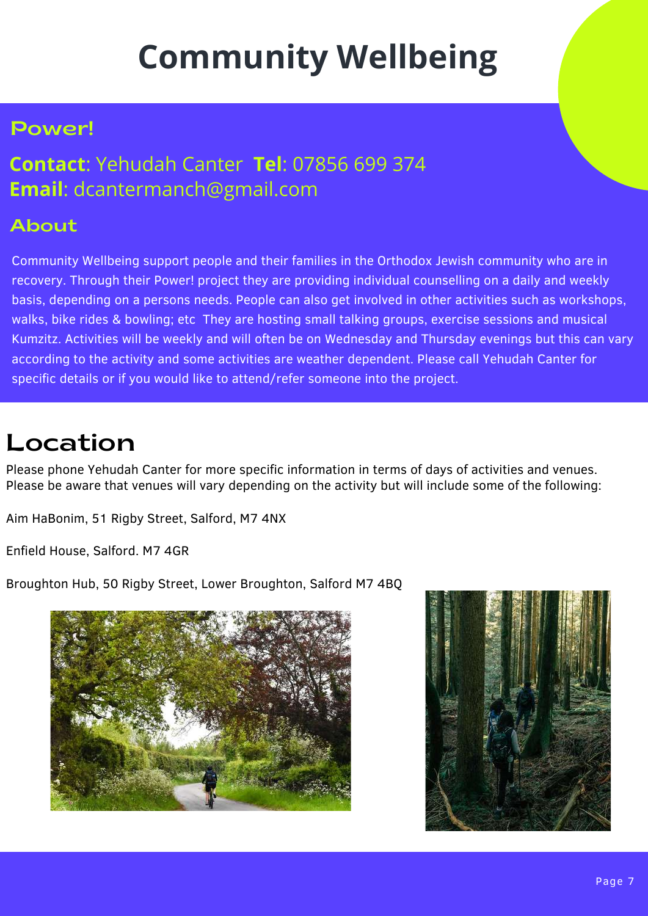# Community Wellbeing

## Power!

**Contact**: Yehudah Canter **Tel**: 07856 699 374
**Email**: dcantermanch@gmail.com

## About

Community Wellbeing support people and their families in the Orthodox Jewish community who are in recovery. Through their Power! project they are providing individual counselling on a daily and weekly basis, depending on a persons needs. People can also get involved in other activities such as workshops, walks, bike rides & bowling; etc They are hosting small talking groups, exercise sessions and musical Kumzitz. Activities will be weekly and will often be on Wednesday and Thursday evenings but this can vary according to the activity and some activities are weather dependent. Please call Yehudah Canter for specific details or if you would like to attend/refer someone into the project.

## Location

Please phone Yehudah Canter for more specific information in terms of days of activities and venues. Please be aware that venues will vary depending on the activity but will include some of the following:

Aim HaBonim, 51 Rigby Street, Salford, M7 4NX

Enfield House, Salford. M7 4GR

Broughton Hub, 50 Rigby Street, Lower Broughton, Salford M7 4BQ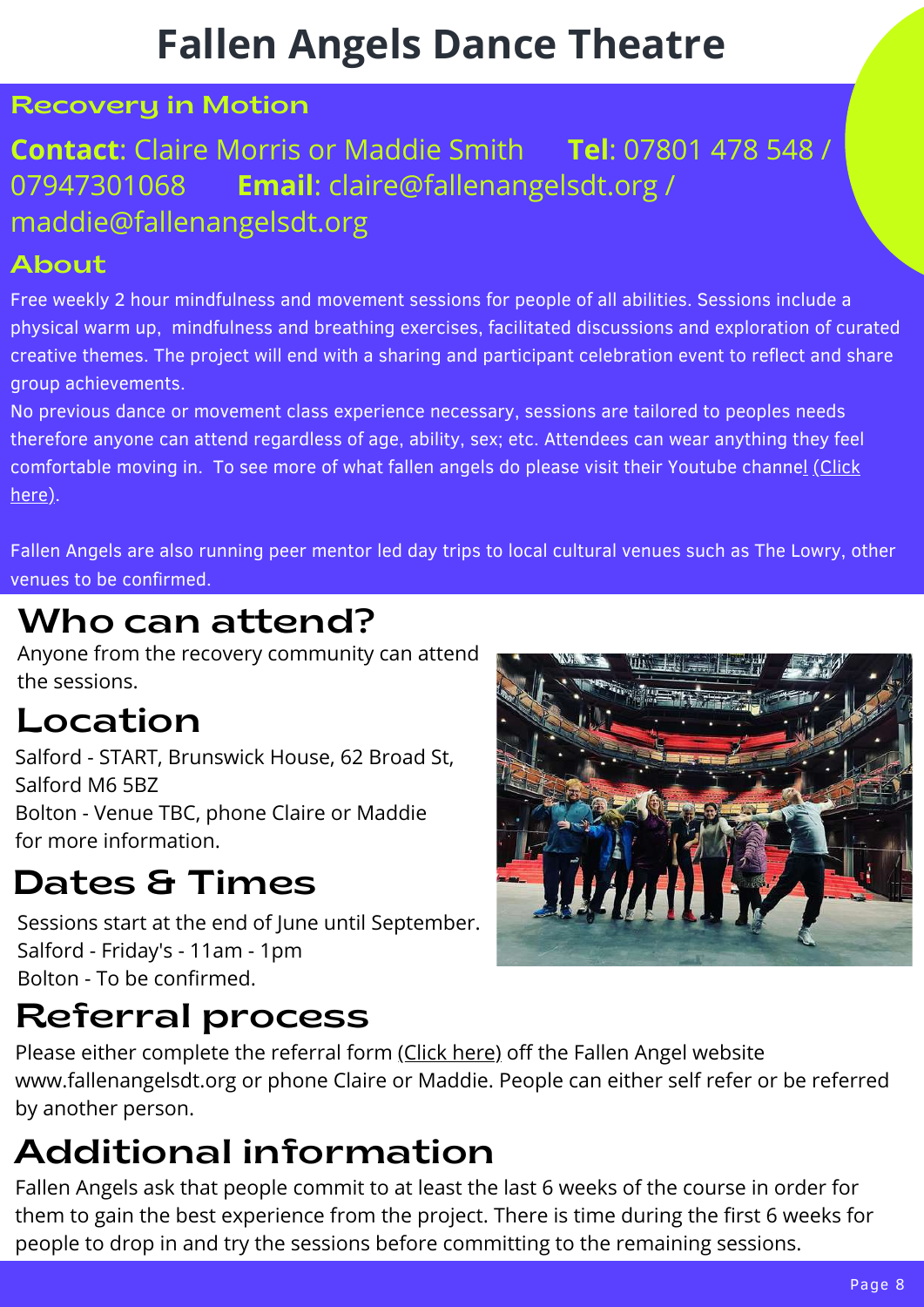# Fallen Angels Dance Theatre

## Recovery in Motion

**Contact**: Claire Morris or Maddie Smith **Tel**: 07801 478 548 / 07947301068 **Email**: claire@fallenangelsdt.org / maddie@fallenangelsdt.org

## About

Free weekly 2 hour mindfulness and movement sessions for people of all abilities. Sessions include a physical warm up, mindfulness and breathing exercises, facilitated discussions and exploration of curated creative themes. The project will end with a sharing and participant celebration event to reflect and share group achievements.

No previous dance or movement class experience necessary, sessions are tailored to peoples needs therefore anyone can attend regardless of age, ability, sex; etc. Attendees can wear anything they feel comfortable moving in. To see more of what fallen angels do please visit their Youtube channel (Click here).

Fallen Angels are also running peer mentor led day trips to local cultural venues such as The Lowry, other venues to be confirmed.

## Who can attend?

Anyone from the recovery community can attend the sessions.

## Location

Salford - START, Brunswick House, 62 Broad St, Salford M6 5BZ
Bolton - Venue TBC, phone Claire or Maddie for more information.

## Dates & Times

Sessions start at the end of June until September.
Salford - Friday's - 11am - 1pm
Bolton - To be confirmed.

## Referral process

Please either complete the referral form (Click here) off the Fallen Angel website www.fallenangelsdt.org or phone Claire or Maddie. People can either self refer or be referred by another person.

## Additional information

Fallen Angels ask that people commit to at least the last 6 weeks of the course in order for them to gain the best experience from the project. There is time during the first 6 weeks for people to drop in and try the sessions before committing to the remaining sessions.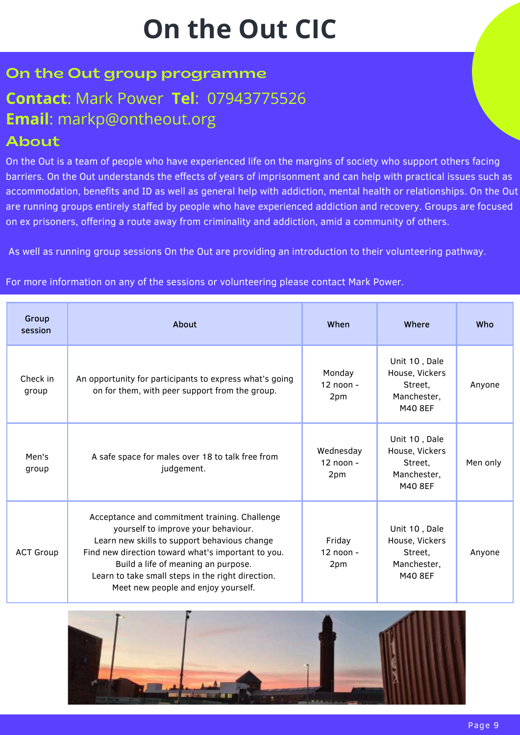# On the Out CIC

## On the Out group programme

**Contact**: Mark Power **Tel**: 07943775526
**Email**: markp@ontheout.org

## About

On the Out is a team of people who have experienced life on the margins of society who support others facing barriers. On the Out understands the effects of years of imprisonment and can help with practical issues such as accommodation, benefits and ID as well as general help with addiction, mental health or relationships. On the Out are running groups entirely staffed by people who have experienced addiction and recovery. Groups are focused on ex prisoners, offering a route away from criminality and addiction, amid a community of others.

As well as running group sessions On the Out are providing an introduction to their volunteering pathway.

For more information on any of the sessions or volunteering please contact Mark Power.

| Group session | About | When | Where | Who |
|---|---|---|---|---|
| Check in group | An opportunity for participants to express what's going on for them, with peer support from the group. | Monday 12 noon - 2pm | Unit 10 , Dale House, Vickers Street, Manchester, M40 8EF | Anyone |
| Men's group | A safe space for males over 18 to talk free from judgement. | Wednesday 12 noon - 2pm | Unit 10 , Dale House, Vickers Street, Manchester, M40 8EF | Men only |
| ACT Group | Acceptance and commitment training. Challenge yourself to improve your behaviour. Learn new skills to support behavious change Find new direction toward what's important to you. Build a life of meaning an purpose. Learn to take small steps in the right direction. Meet new people and enjoy yourself. | Friday 12 noon - 2pm | Unit 10 , Dale House, Vickers Street, Manchester, M40 8EF | Anyone |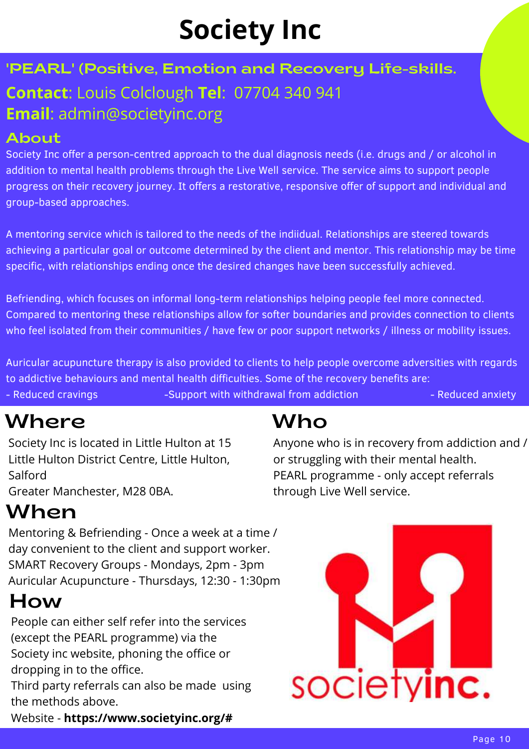# Society Inc

## 'PEARL' (Positive, Emotion and Recovery Life-skills.

**Contact**: Louis Colclough **Tel**: 07704 340 941

**Email**: admin@societyinc.org

## About

Society Inc offer a person-centred approach to the dual diagnosis needs (i.e. drugs and / or alcohol in addition to mental health problems through the Live Well service. The service aims to support people progress on their recovery journey. It offers a restorative, responsive offer of support and individual and group-based approaches.

A mentoring service which is tailored to the needs of the indiidual. Relationships are steered towards achieving a particular goal or outcome determined by the client and mentor. This relationship may be time specific, with relationships ending once the desired changes have been successfully achieved.

Befriending, which focuses on informal long-term relationships helping people feel more connected. Compared to mentoring these relationships allow for softer boundaries and provides connection to clients who feel isolated from their communities / have few or poor support networks / illness or mobility issues.

Auricular acupuncture therapy is also provided to clients to help people overcome adversities with regards to addictive behaviours and mental health difficulties. Some of the recovery benefits are:

- Reduced cravings
- Support with withdrawal from addiction
- Reduced anxiety

## Where

Society Inc is located in Little Hulton at 15 Little Hulton District Centre, Little Hulton, Salford
Greater Manchester, M28 0BA.

## Who

Anyone who is in recovery from addiction and / or struggling with their mental health.
PEARL programme - only accept referrals through Live Well service.

## When

Mentoring & Befriending - Once a week at a time / day convenient to the client and support worker.
SMART Recovery Groups - Mondays, 2pm - 3pm
Auricular Acupuncture - Thursdays, 12:30 - 1:30pm

## How

People can either self refer into the services (except the PEARL programme) via the Society inc website, phoning the office or dropping in to the office.
Third party referrals can also be made using the methods above.
Website - **https://www.societyinc.org/#**

societyinc.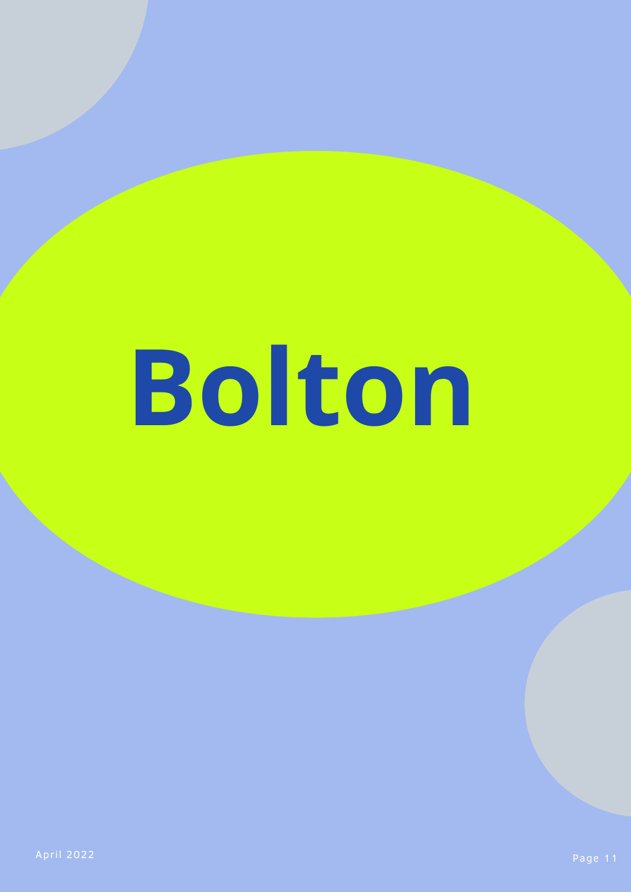# Bolton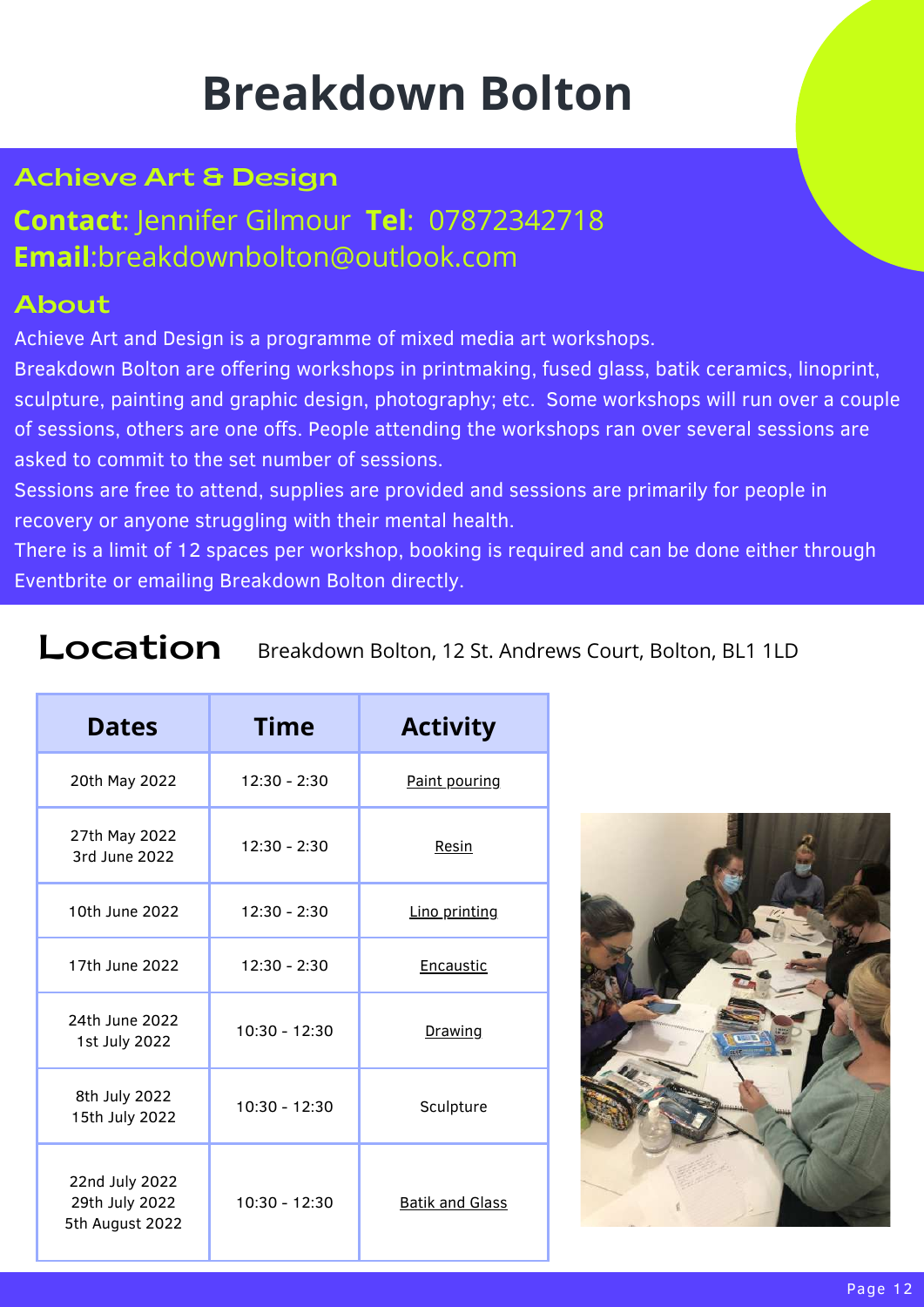# Breakdown Bolton

## Achieve Art & Design

**Contact**: Jennifer Gilmour **Tel**: 07872342718
**Email**:breakdownbolton@outlook.com

## About

Achieve Art and Design is a programme of mixed media art workshops.
Breakdown Bolton are offering workshops in printmaking, fused glass, batik ceramics, linoprint, sculpture, painting and graphic design, photography; etc. Some workshops will run over a couple of sessions, others are one offs. People attending the workshops ran over several sessions are asked to commit to the set number of sessions.
Sessions are free to attend, supplies are provided and sessions are primarily for people in recovery or anyone struggling with their mental health.
There is a limit of 12 spaces per workshop, booking is required and can be done either through Eventbrite or emailing Breakdown Bolton directly.

## Location

Breakdown Bolton, 12 St. Andrews Court, Bolton, BL1 1LD

| Dates | Time | Activity |
|---|---|---|
| 20th May 2022 | 12:30 - 2:30 | Paint pouring |
| 27th May 2022<br>3rd June 2022 | 12:30 - 2:30 | Resin |
| 10th June 2022 | 12:30 - 2:30 | Lino printing |
| 17th June 2022 | 12:30 - 2:30 | Encaustic |
| 24th June 2022<br>1st July 2022 | 10:30 - 12:30 | Drawing |
| 8th July 2022<br>15th July 2022 | 10:30 - 12:30 | Sculpture |
| 22nd July 2022<br>29th July 2022<br>5th August 2022 | 10:30 - 12:30 | Batik and Glass |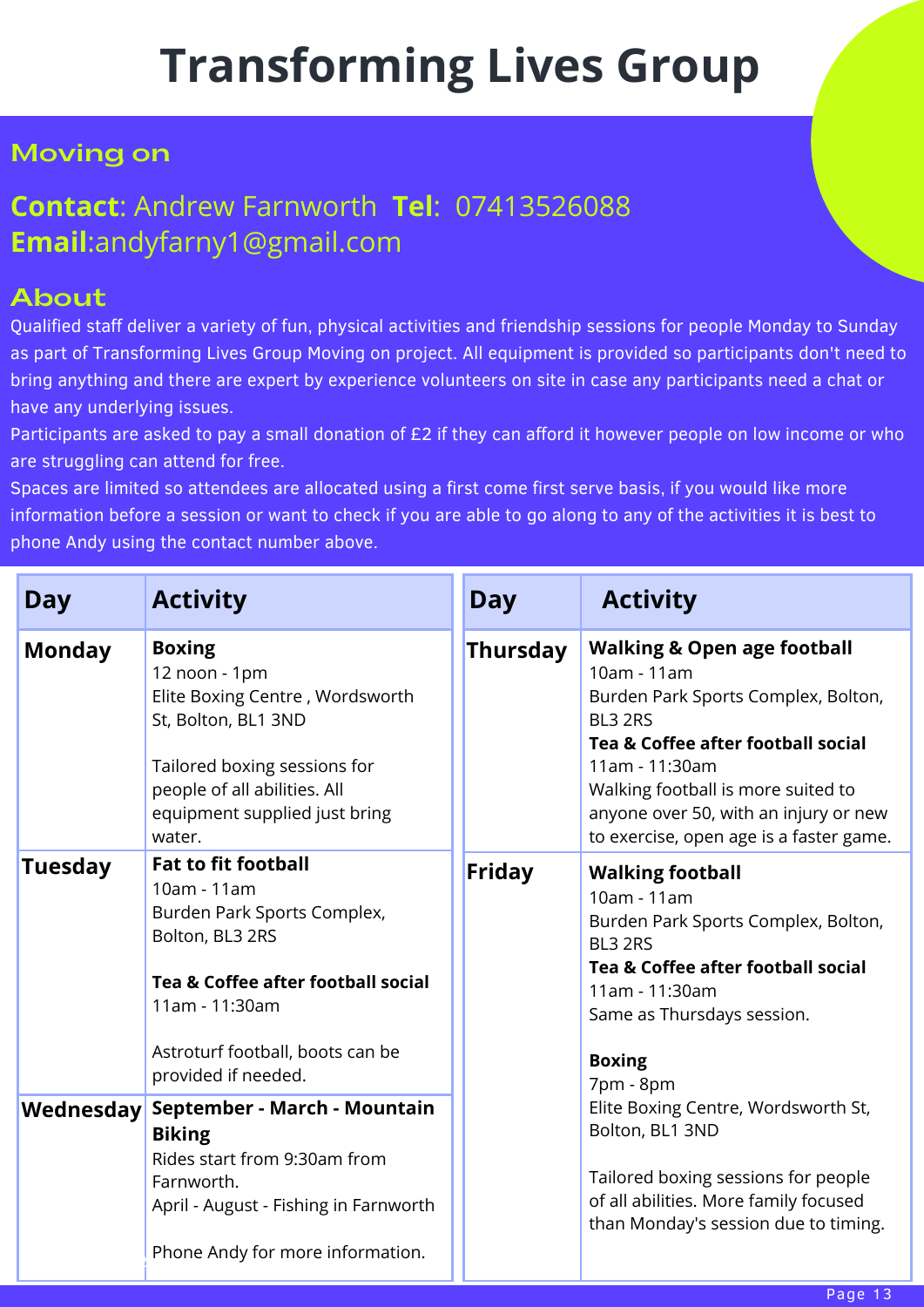# Transforming Lives Group

## Moving on

**Contact**: Andrew Farnworth **Tel**: 07413526088
**Email**:andyfarny1@gmail.com

## About

Qualified staff deliver a variety of fun, physical activities and friendship sessions for people Monday to Sunday as part of Transforming Lives Group Moving on project. All equipment is provided so participants don't need to bring anything and there are expert by experience volunteers on site in case any participants need a chat or have any underlying issues.

Participants are asked to pay a small donation of £2 if they can afford it however people on low income or who are struggling can attend for free.

Spaces are limited so attendees are allocated using a first come first serve basis, if you would like more information before a session or want to check if you are able to go along to any of the activities it is best to phone Andy using the contact number above.

| Day | Activity |
|---|---|
| **Monday** | **Boxing**<br>12 noon - 1pm<br>Elite Boxing Centre , Wordsworth St, Bolton, BL1 3ND<br><br>Tailored boxing sessions for people of all abilities. All equipment supplied just bring water. |
| **Tuesday** | **Fat to fit football**<br>10am - 11am<br>Burden Park Sports Complex, Bolton, BL3 2RS<br><br>**Tea & Coffee after football social**<br>11am - 11:30am<br><br>Astroturf football, boots can be provided if needed. |
| **Wednesday** | **September - March - Mountain Biking**<br>Rides start from 9:30am from Farnworth.<br>April - August - Fishing in Farnworth<br><br>Phone Andy for more information. |

| Day | Activity |
|---|---|
| **Thursday** | **Walking & Open age football**<br>10am - 11am<br>Burden Park Sports Complex, Bolton, BL3 2RS<br>**Tea & Coffee after football social**<br>11am - 11:30am<br>Walking football is more suited to anyone over 50, with an injury or new to exercise, open age is a faster game. |
| **Friday** | **Walking football**<br>10am - 11am<br>Burden Park Sports Complex, Bolton, BL3 2RS<br>**Tea & Coffee after football social**<br>11am - 11:30am<br>Same as Thursdays session.<br><br>**Boxing**<br>7pm - 8pm<br>Elite Boxing Centre, Wordsworth St, Bolton, BL1 3ND<br><br>Tailored boxing sessions for people of all abilities. More family focused than Monday's session due to timing. |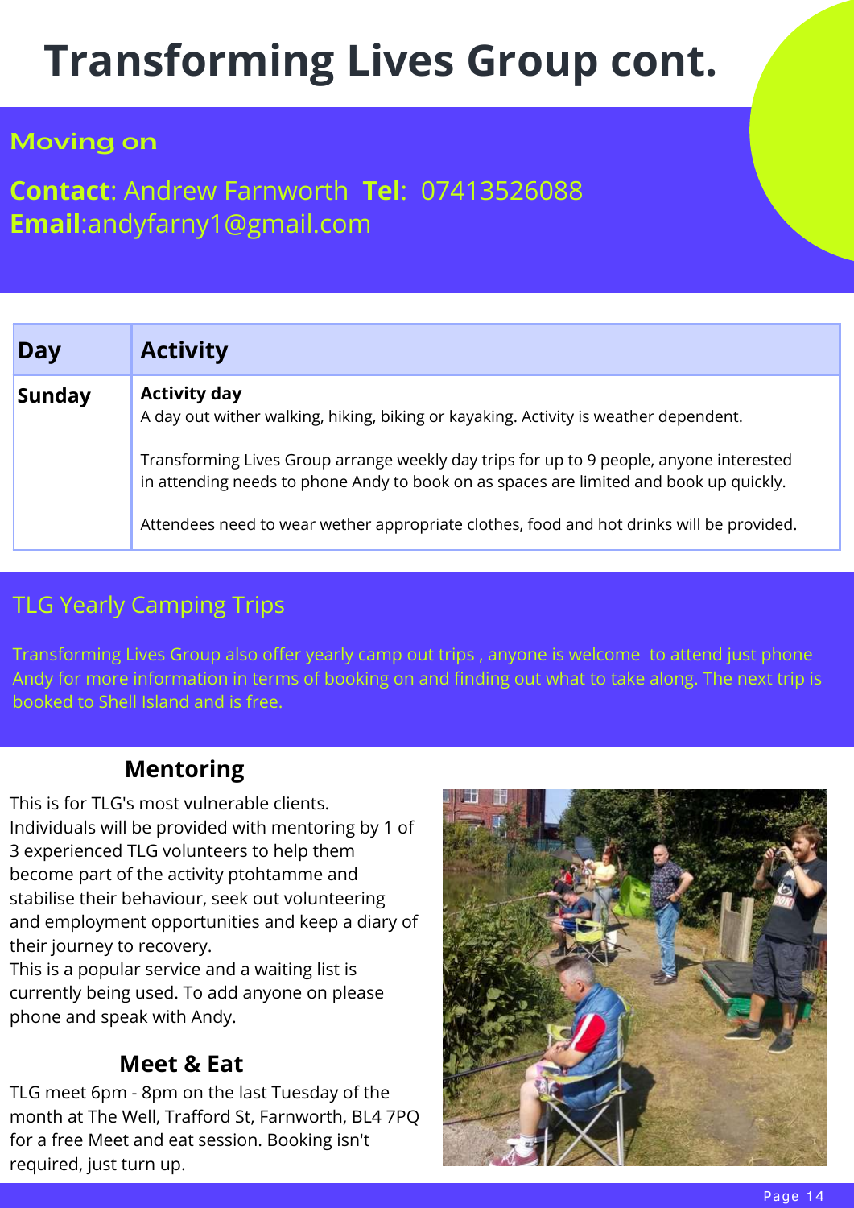# Transforming Lives Group cont.

## Moving on

**Contact**: Andrew Farnworth **Tel**: 07413526088
**Email**:andyfarny1@gmail.com

| Day | Activity |
|---|---|
| **Sunday** | **Activity day**<br>A day out wither walking, hiking, biking or kayaking. Activity is weather dependent.<br><br>Transforming Lives Group arrange weekly day trips for up to 9 people, anyone interested in attending needs to phone Andy to book on as spaces are limited and book up quickly.<br><br>Attendees need to wear wether appropriate clothes, food and hot drinks will be provided. |

## TLG Yearly Camping Trips

Transforming Lives Group also offer yearly camp out trips , anyone is welcome to attend just phone Andy for more information in terms of booking on and finding out what to take along. The next trip is booked to Shell Island and is free.

### Mentoring

This is for TLG's most vulnerable clients. Individuals will be provided with mentoring by 1 of 3 experienced TLG volunteers to help them become part of the activity ptohtamme and stabilise their behaviour, seek out volunteering and employment opportunities and keep a diary of their journey to recovery.
This is a popular service and a waiting list is currently being used. To add anyone on please phone and speak with Andy.

### Meet & Eat

TLG meet 6pm - 8pm on the last Tuesday of the month at The Well, Trafford St, Farnworth, BL4 7PQ for a free Meet and eat session. Booking isn't required, just turn up.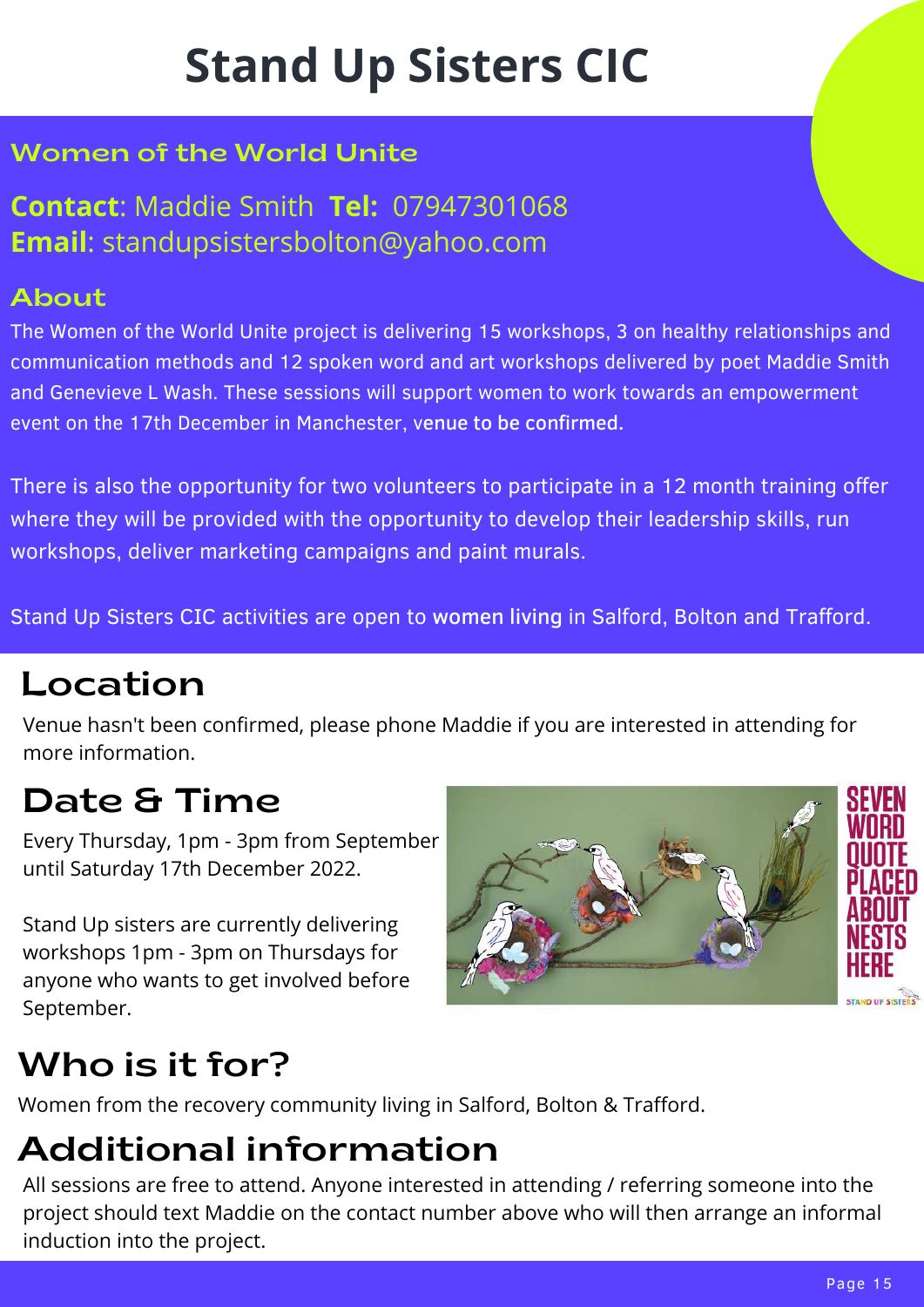# Stand Up Sisters CIC

## Women of the World Unite

**Contact**: Maddie Smith **Tel:** 07947301068
**Email**: standupsistersbolton@yahoo.com

## About

The Women of the World Unite project is delivering 15 workshops, 3 on healthy relationships and communication methods and 12 spoken word and art workshops delivered by poet Maddie Smith and Genevieve L Wash. These sessions will support women to work towards an empowerment event on the 17th December in Manchester, venue to be confirmed.

There is also the opportunity for two volunteers to participate in a 12 month training offer where they will be provided with the opportunity to develop their leadership skills, run workshops, deliver marketing campaigns and paint murals.

Stand Up Sisters CIC activities are open to women living in Salford, Bolton and Trafford.

## Location

Venue hasn't been confirmed, please phone Maddie if you are interested in attending for more information.

## Date & Time

Every Thursday, 1pm - 3pm from September until Saturday 17th December 2022.

Stand Up sisters are currently delivering workshops 1pm - 3pm on Thursdays for anyone who wants to get involved before September.

## Who is it for?

Women from the recovery community living in Salford, Bolton & Trafford.

## Additional information

All sessions are free to attend. Anyone interested in attending / referring someone into the project should text Maddie on the contact number above who will then arrange an informal induction into the project.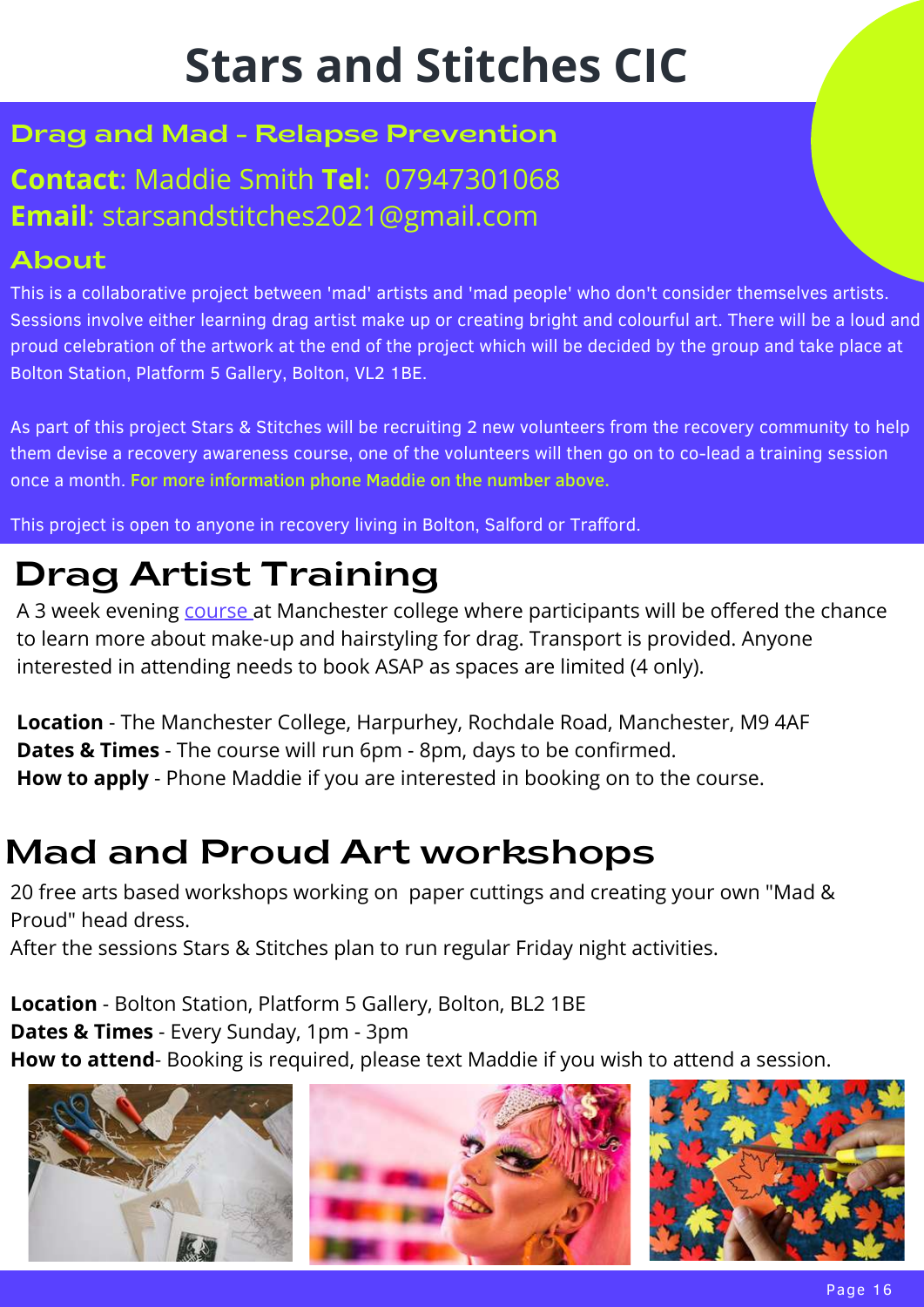# Stars and Stitches CIC

## Drag and Mad - Relapse Prevention

**Contact**: Maddie Smith **Tel**: 07947301068
**Email**: starsandstitches2021@gmail.com

## About

This is a collaborative project between 'mad' artists and 'mad people' who don't consider themselves artists. Sessions involve either learning drag artist make up or creating bright and colourful art. There will be a loud and proud celebration of the artwork at the end of the project which will be decided by the group and take place at Bolton Station, Platform 5 Gallery, Bolton, VL2 1BE.

As part of this project Stars & Stitches will be recruiting 2 new volunteers from the recovery community to help them devise a recovery awareness course, one of the volunteers will then go on to co-lead a training session once a month. For more information phone Maddie on the number above.

This project is open to anyone in recovery living in Bolton, Salford or Trafford.

## Drag Artist Training

A 3 week evening course at Manchester college where participants will be offered the chance to learn more about make-up and hairstyling for drag. Transport is provided. Anyone interested in attending needs to book ASAP as spaces are limited (4 only).

**Location** - The Manchester College, Harpurhey, Rochdale Road, Manchester, M9 4AF
**Dates & Times** - The course will run 6pm - 8pm, days to be confirmed.
**How to apply** - Phone Maddie if you are interested in booking on to the course.

## Mad and Proud Art workshops

20 free arts based workshops working on paper cuttings and creating your own "Mad & Proud" head dress.
After the sessions Stars & Stitches plan to run regular Friday night activities.

**Location** - Bolton Station, Platform 5 Gallery, Bolton, BL2 1BE
**Dates & Times** - Every Sunday, 1pm - 3pm
**How to attend**- Booking is required, please text Maddie if you wish to attend a session.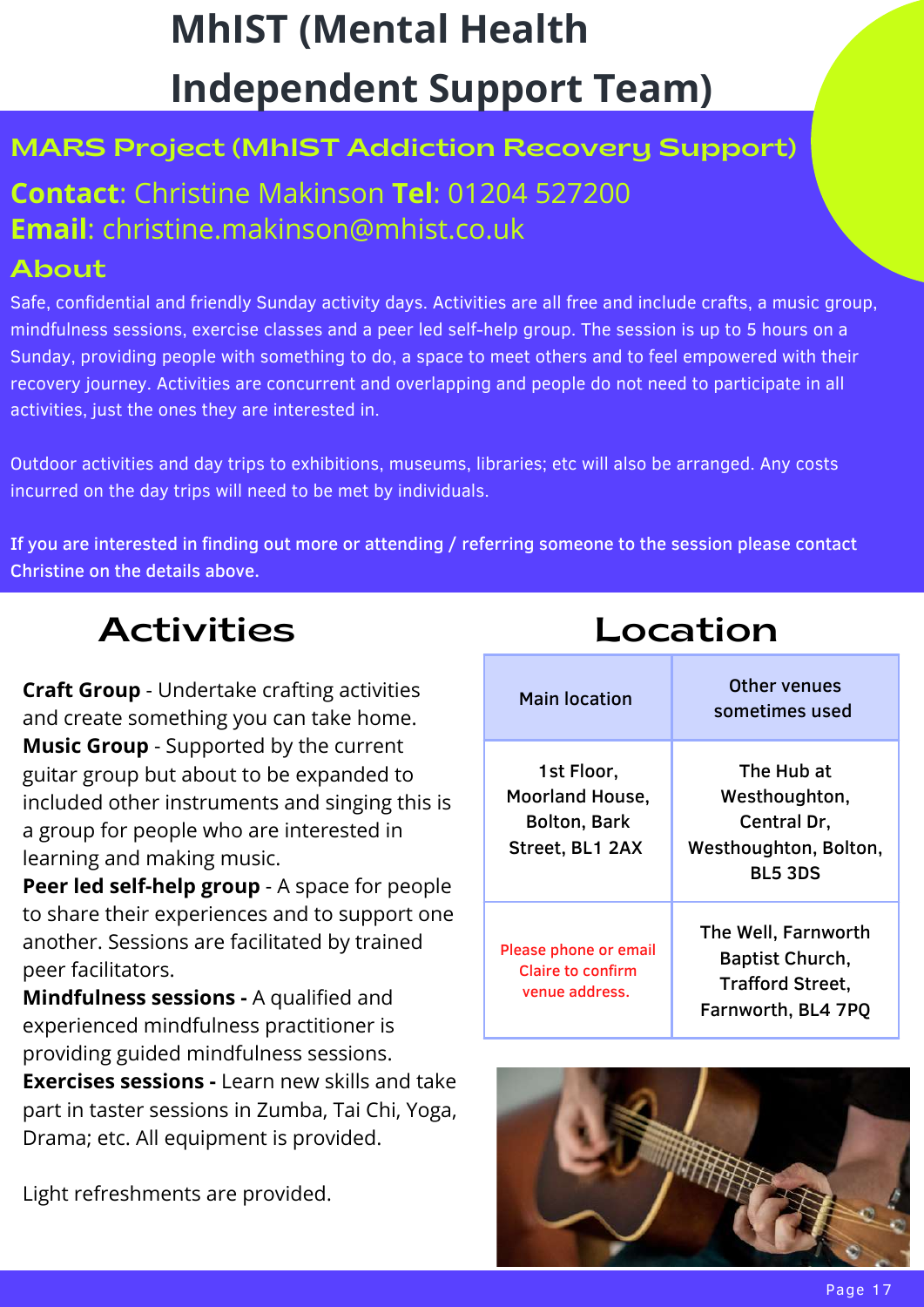# MhIST (Mental Health Independent Support Team)

## MARS Project (MhIST Addiction Recovery Support)

**Contact**: Christine Makinson **Tel**: 01204 527200
**Email**: christine.makinson@mhist.co.uk

## About

Safe, confidential and friendly Sunday activity days. Activities are all free and include crafts, a music group, mindfulness sessions, exercise classes and a peer led self-help group. The session is up to 5 hours on a Sunday, providing people with something to do, a space to meet others and to feel empowered with their recovery journey. Activities are concurrent and overlapping and people do not need to participate in all activities, just the ones they are interested in.

Outdoor activities and day trips to exhibitions, museums, libraries; etc will also be arranged. Any costs incurred on the day trips will need to be met by individuals.

If you are interested in finding out more or attending / referring someone to the session please contact Christine on the details above.

## Activities

**Craft Group** - Undertake crafting activities and create something you can take home.
**Music Group** - Supported by the current guitar group but about to be expanded to included other instruments and singing this is a group for people who are interested in learning and making music.
**Peer led self-help group** - A space for people to share their experiences and to support one another. Sessions are facilitated by trained peer facilitators.
**Mindfulness sessions -** A qualified and experienced mindfulness practitioner is providing guided mindfulness sessions.
**Exercises sessions -** Learn new skills and take part in taster sessions in Zumba, Tai Chi, Yoga, Drama; etc. All equipment is provided.

Light refreshments are provided.

## Location

| Main location | Other venues sometimes used |
|---|---|
| 1st Floor, Moorland House, Bolton, Bark Street, BL1 2AX | The Hub at Westhoughton, Central Dr, Westhoughton, Bolton, BL5 3DS |
| Please phone or email Claire to confirm venue address. | The Well, Farnworth Baptist Church, Trafford Street, Farnworth, BL4 7PQ |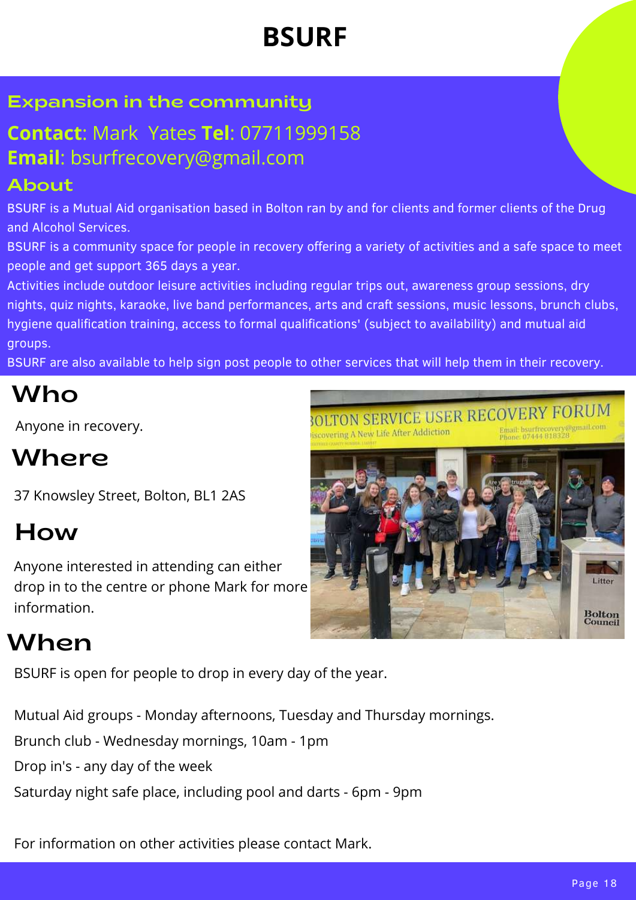# BSURF

## Expansion in the community

**Contact**: Mark  Yates **Tel**: 07711999158
**Email**: bsurfrecovery@gmail.com

## About

BSURF is a Mutual Aid organisation based in Bolton ran by and for clients and former clients of the Drug and Alcohol Services.
BSURF is a community space for people in recovery offering a variety of activities and a safe space to meet people and get support 365 days a year.
Activities include outdoor leisure activities including regular trips out, awareness group sessions, dry nights, quiz nights, karaoke, live band performances, arts and craft sessions, music lessons, brunch clubs, hygiene qualification training, access to formal qualifications' (subject to availability) and mutual aid groups.
BSURF are also available to help sign post people to other services that will help them in their recovery.

## Who

Anyone in recovery.

## Where

37 Knowsley Street, Bolton, BL1 2AS

## How

Anyone interested in attending can either drop in to the centre or phone Mark for more information.

## When

BSURF is open for people to drop in every day of the year.

Mutual Aid groups - Monday afternoons, Tuesday and Thursday mornings.
Brunch club - Wednesday mornings, 10am - 1pm
Drop in's - any day of the week
Saturday night safe place, including pool and darts - 6pm - 9pm

For information on other activities please contact Mark.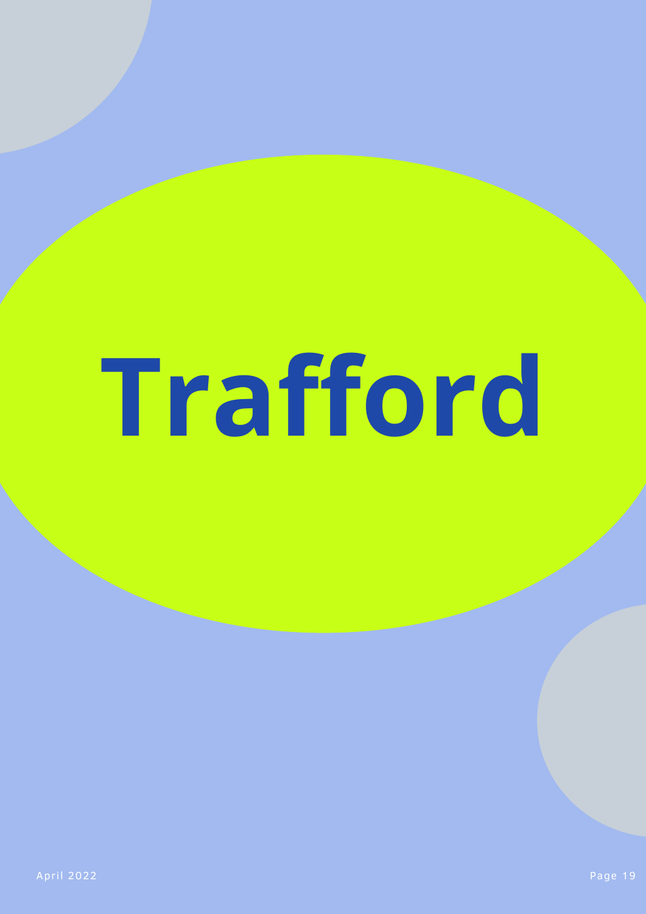# Trafford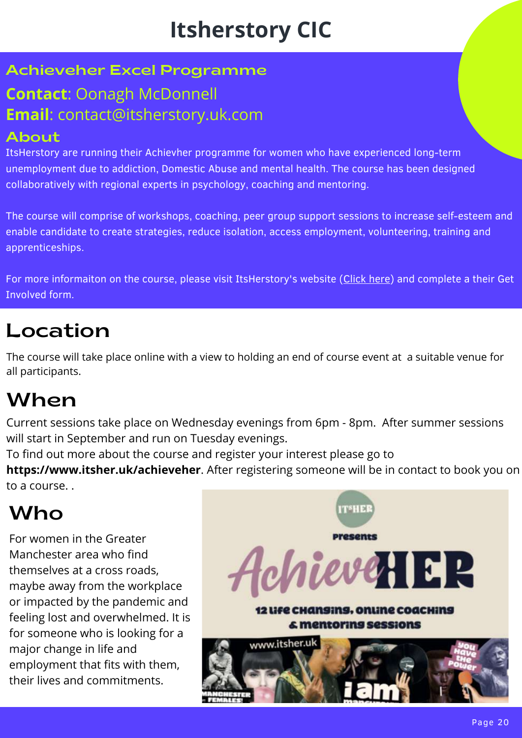# Itsherstory CIC

## Achieveher Excel Programme

**Contact**: Oonagh McDonnell

**Email**: contact@itsherstory.uk.com

## About

ItsHerstory are running their Achievher programme for women who have experienced long-term unemployment due to addiction, Domestic Abuse and mental health. The course has been designed collaboratively with regional experts in psychology, coaching and mentoring.

The course will comprise of workshops, coaching, peer group support sessions to increase self-esteem and enable candidate to create strategies, reduce isolation, access employment, volunteering, training and apprenticeships.

For more informaiton on the course, please visit ItsHerstory's website (Click here) and complete a their Get Involved form.

## Location

The course will take place online with a view to holding an end of course event at a suitable venue for all participants.

## When

Current sessions take place on Wednesday evenings from 6pm - 8pm. After summer sessions will start in September and run on Tuesday evenings.

To find out more about the course and register your interest please go to **https://www.itsher.uk/achieveher**. After registering someone will be in contact to book you on to a course. .

## Who

For women in the Greater Manchester area who find themselves at a cross roads, maybe away from the workplace or impacted by the pandemic and feeling lost and overwhelmed. It is for someone who is looking for a major change in life and employment that fits with them, their lives and commitments.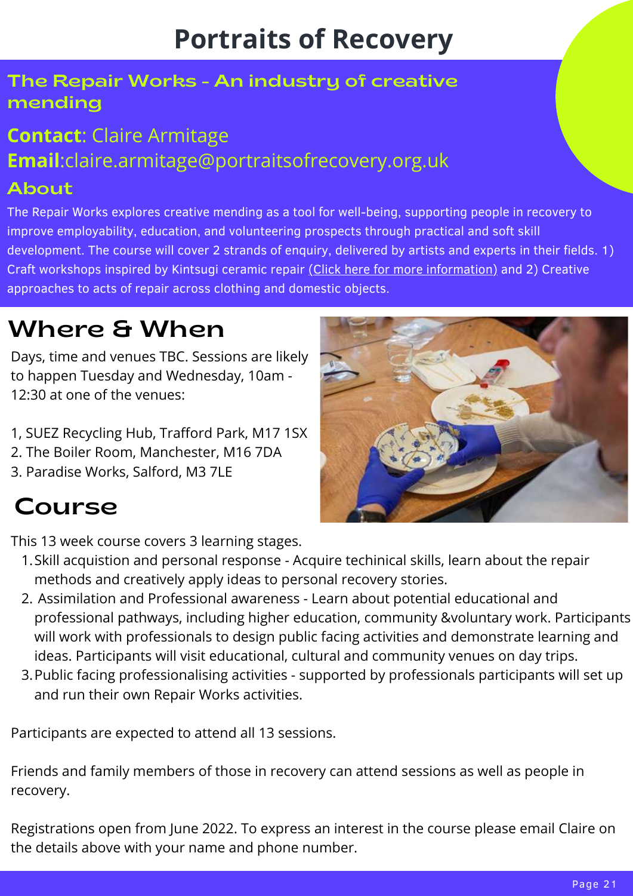# Portraits of Recovery

## The Repair Works - An industry of creative mending

**Contact**: Claire Armitage
**Email**:claire.armitage@portraitsofrecovery.org.uk

## About

The Repair Works explores creative mending as a tool for well-being, supporting people in recovery to improve employability, education, and volunteering prospects through practical and soft skill development. The course will cover 2 strands of enquiry, delivered by artists and experts in their fields. 1) Craft workshops inspired by Kintsugi ceramic repair (Click here for more information) and 2) Creative approaches to acts of repair across clothing and domestic objects.

## Where & When

Days, time and venues TBC. Sessions are likely to happen Tuesday and Wednesday, 10am - 12:30 at one of the venues:

1, SUEZ Recycling Hub, Trafford Park, M17 1SX
2. The Boiler Room, Manchester, M16 7DA
3. Paradise Works, Salford, M3 7LE

## Course

This 13 week course covers 3 learning stages.

1. Skill acquistion and personal response - Acquire techinical skills, learn about the repair methods and creatively apply ideas to personal recovery stories.
2. Assimilation and Professional awareness - Learn about potential educational and professional pathways, including higher education, community &voluntary work. Participants will work with professionals to design public facing activities and demonstrate learning and ideas. Participants will visit educational, cultural and community venues on day trips.
3. Public facing professionalising activities - supported by professionals participants will set up and run their own Repair Works activities.

Participants are expected to attend all 13 sessions.

Friends and family members of those in recovery can attend sessions as well as people in recovery.

Registrations open from June 2022. To express an interest in the course please email Claire on the details above with your name and phone number.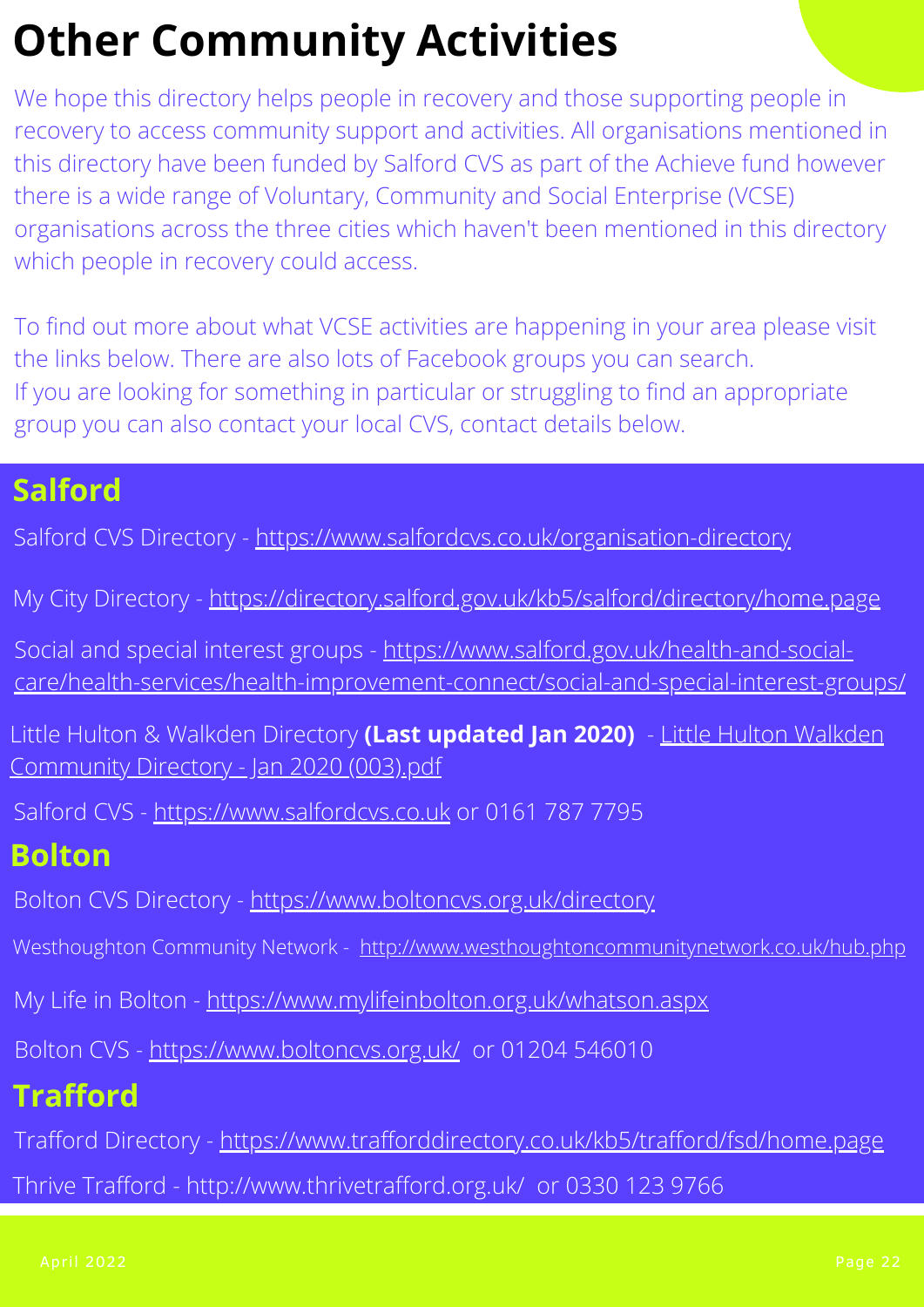# Other Community Activities

We hope this directory helps people in recovery and those supporting people in recovery to access community support and activities. All organisations mentioned in this directory have been funded by Salford CVS as part of the Achieve fund however there is a wide range of Voluntary, Community and Social Enterprise (VCSE) organisations across the three cities which haven't been mentioned in this directory which people in recovery could access.

To find out more about what VCSE activities are happening in your area please visit the links below. There are also lots of Facebook groups you can search.
If you are looking for something in particular or struggling to find an appropriate group you can also contact your local CVS, contact details below.

## Salford

Salford CVS Directory - https://www.salfordcvs.co.uk/organisation-directory

My City Directory - https://directory.salford.gov.uk/kb5/salford/directory/home.page

Social and special interest groups - https://www.salford.gov.uk/health-and-social-care/health-services/health-improvement-connect/social-and-special-interest-groups/

Little Hulton & Walkden Directory **(Last updated Jan 2020)** - Little Hulton Walkden Community Directory - Jan 2020 (003).pdf

Salford CVS - https://www.salfordcvs.co.uk or 0161 787 7795

## Bolton

Bolton CVS Directory - https://www.boltoncvs.org.uk/directory

Westhoughton Community Network - http://www.westhoughtoncommunitynetwork.co.uk/hub.php

My Life in Bolton - https://www.mylifeinbolton.org.uk/whatson.aspx

Bolton CVS - https://www.boltoncvs.org.uk/ or 01204 546010

## Trafford

Trafford Directory - https://www.trafforddirectory.co.uk/kb5/trafford/fsd/home.page

Thrive Trafford - http://www.thrivetrafford.org.uk/ or 0330 123 9766

April 2022